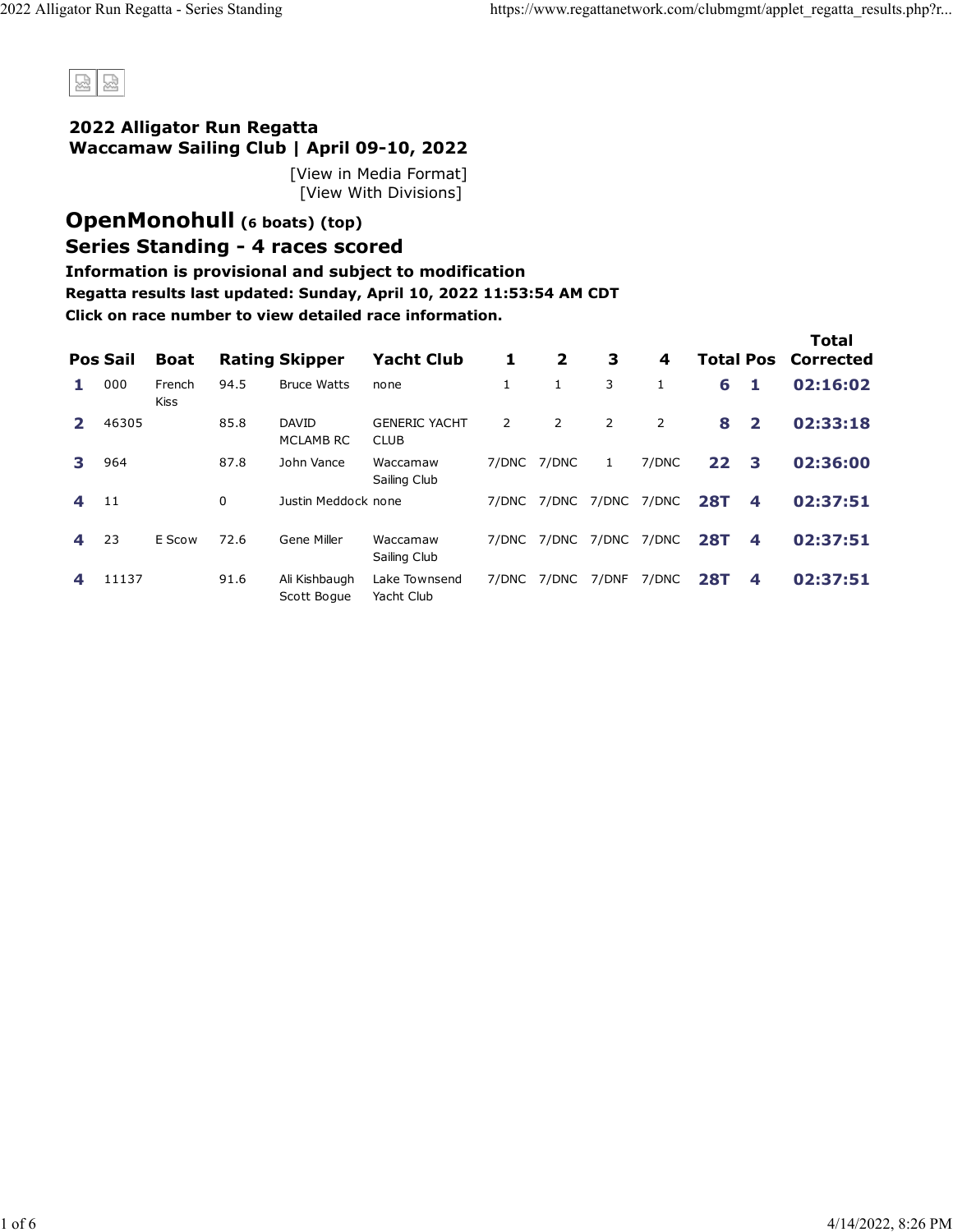## 2022 Alligator Run Regatta
## Waccamaw Sailing Club | April 09-10, 2022

[View in Media Format]
[View With Divisions]

# OpenMonohull (6 boats) (top)

## Series Standing - 4 races scored

**Information is provisional and subject to modification**

**Regatta results last updated: Sunday, April 10, 2022 11:53:54 AM CDT**

**Click on race number to view detailed race information.**

| Pos | Sail | Boat | Rating | Skipper | Yacht Club | 1 | 2 | 3 | 4 | Total | Pos | Total Corrected |
|---|---|---|---|---|---|---|---|---|---|---|---|---|
| 1 | 000 | French Kiss | 94.5 | Bruce Watts | none | 1 | 1 | 3 | 1 | 6 | 1 | 02:16:02 |
| 2 | 46305 | | 85.8 | DAVID MCLAMB RC | GENERIC YACHT CLUB | 2 | 2 | 2 | 2 | 8 | 2 | 02:33:18 |
| 3 | 964 | | 87.8 | John Vance | Waccamaw Sailing Club | 7/DNC | 7/DNC | 1 | 7/DNC | 22 | 3 | 02:36:00 |
| 4 | 11 | | 0 | Justin Meddock | none | 7/DNC | 7/DNC | 7/DNC | 7/DNC | 28T | 4 | 02:37:51 |
| 4 | 23 | E Scow | 72.6 | Gene Miller | Waccamaw Sailing Club | 7/DNC | 7/DNC | 7/DNC | 7/DNC | 28T | 4 | 02:37:51 |
| 4 | 11137 | | 91.6 | Ali Kishbaugh Scott Bogue | Lake Townsend Yacht Club | 7/DNC | 7/DNC | 7/DNF | 7/DNC | 28T | 4 | 02:37:51 |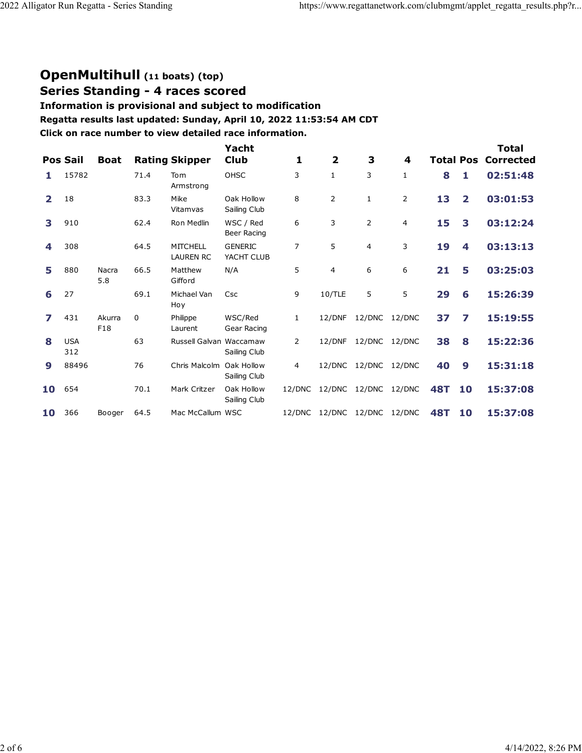## OpenMultihull (11 boats) (top)

## Series Standing - 4 races scored

**Information is provisional and subject to modification**

**Regatta results last updated: Sunday, April 10, 2022 11:53:54 AM CDT**

**Click on race number to view detailed race information.**

| Pos | Sail | Boat | Rating | Skipper | Yacht Club | 1 | 2 | 3 | 4 | Total | Pos | Total Corrected |
|---|---|---|---|---|---|---|---|---|---|---|---|---|
| 1 | 15782 | | 71.4 | Tom Armstrong | OHSC | 3 | 1 | 3 | 1 | 8 | 1 | 02:51:48 |
| 2 | 18 | | 83.3 | Mike Vitamvas | Oak Hollow Sailing Club | 8 | 2 | 1 | 2 | 13 | 2 | 03:01:53 |
| 3 | 910 | | 62.4 | Ron Medlin | WSC / Red Beer Racing | 6 | 3 | 2 | 4 | 15 | 3 | 03:12:24 |
| 4 | 308 | | 64.5 | MITCHELL LAUREN RC | GENERIC YACHT CLUB | 7 | 5 | 4 | 3 | 19 | 4 | 03:13:13 |
| 5 | 880 | Nacra 5.8 | 66.5 | Matthew Gifford | N/A | 5 | 4 | 6 | 6 | 21 | 5 | 03:25:03 |
| 6 | 27 | | 69.1 | Michael Van Hoy | Csc | 9 | 10/TLE | 5 | 5 | 29 | 6 | 15:26:39 |
| 7 | 431 | Akurra F18 | 0 | Philippe Laurent | WSC/Red Gear Racing | 1 | 12/DNF | 12/DNC | 12/DNC | 37 | 7 | 15:19:55 |
| 8 | USA 312 | | 63 | Russell Galvan | Waccamaw Sailing Club | 2 | 12/DNF | 12/DNC | 12/DNC | 38 | 8 | 15:22:36 |
| 9 | 88496 | | 76 | Chris Malcolm | Oak Hollow Sailing Club | 4 | 12/DNC | 12/DNC | 12/DNC | 40 | 9 | 15:31:18 |
| 10 | 654 | | 70.1 | Mark Critzer | Oak Hollow Sailing Club | 12/DNC | 12/DNC | 12/DNC | 12/DNC | 48T | 10 | 15:37:08 |
| 10 | 366 | Booger | 64.5 | Mac McCallum | WSC | 12/DNC | 12/DNC | 12/DNC | 12/DNC | 48T | 10 | 15:37:08 |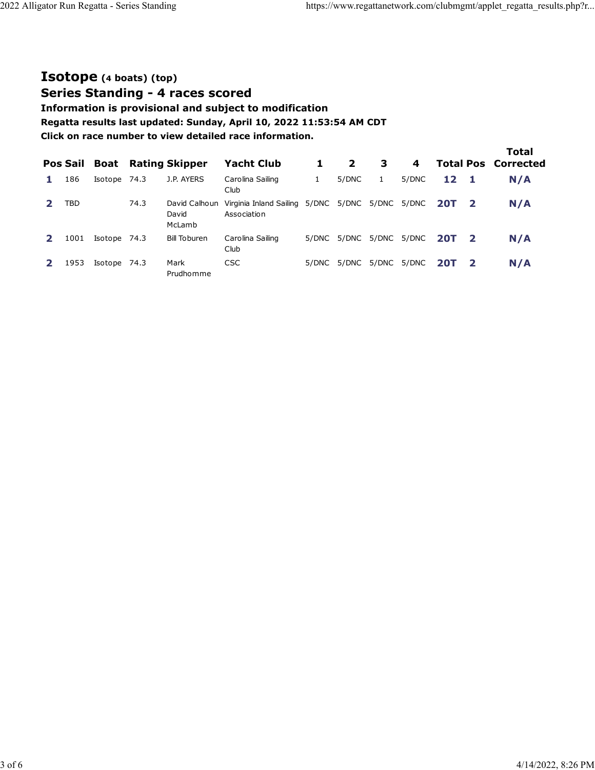## **Isotope (4 boats) (top)**

## **Series Standing - 4 races scored**

**Information is provisional and subject to modification**

**Regatta results last updated: Sunday, April 10, 2022 11:53:54 AM CDT**

**Click on race number to view detailed race information.**

| Pos | Sail | Boat | Rating | Skipper | Yacht Club | 1 | 2 | 3 | 4 | Total | Pos | Total Corrected |
|---|---|---|---|---|---|---|---|---|---|---|---|---|
| **1** | 186 | Isotope | 74.3 | J.P. AYERS | Carolina Sailing Club | 1 | 5/DNC | 1 | 5/DNC | **12** | **1** | **N/A** |
| **2** | TBD | | 74.3 | David Calhoun David McLamb | Virginia Inland Sailing Association | 5/DNC | 5/DNC | 5/DNC | 5/DNC | **20T** | **2** | **N/A** |
| **2** | 1001 | Isotope | 74.3 | Bill Toburen | Carolina Sailing Club | 5/DNC | 5/DNC | 5/DNC | 5/DNC | **20T** | **2** | **N/A** |
| **2** | 1953 | Isotope | 74.3 | Mark Prudhomme | CSC | 5/DNC | 5/DNC | 5/DNC | 5/DNC | **20T** | **2** | **N/A** |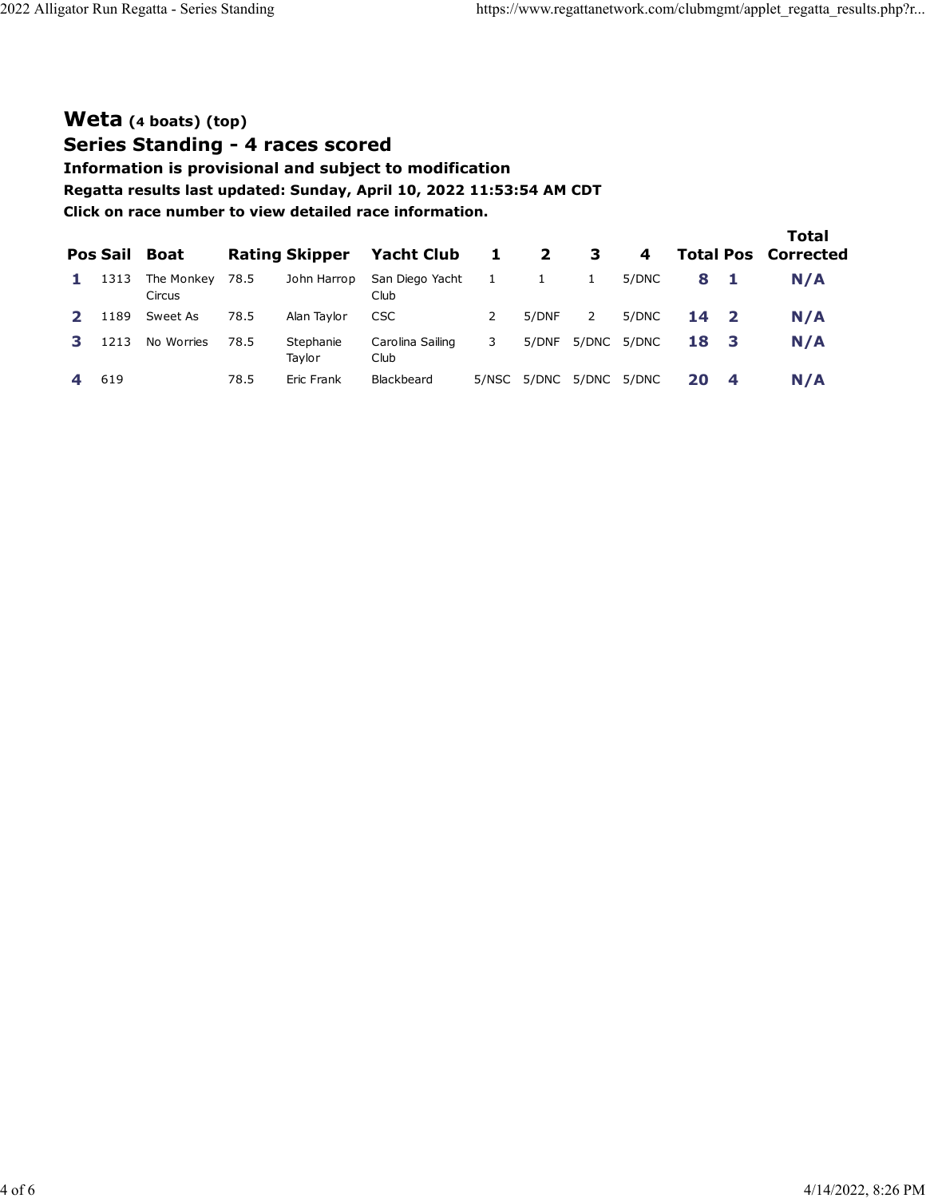## Weta (4 boats) (top)

## Series Standing - 4 races scored

**Information is provisional and subject to modification**

**Regatta results last updated: Sunday, April 10, 2022 11:53:54 AM CDT**

**Click on race number to view detailed race information.**

| Pos | Sail | Boat | Rating | Skipper | Yacht Club | 1 | 2 | 3 | 4 | Total | Pos | Total Corrected |
|---|---|---|---|---|---|---|---|---|---|---|---|---|
| 1 | 1313 | The Monkey Circus | 78.5 | John Harrop | San Diego Yacht Club | 1 | 1 | 1 | 5/DNC | 8 | 1 | N/A |
| 2 | 1189 | Sweet As | 78.5 | Alan Taylor | CSC | 2 | 5/DNF | 2 | 5/DNC | 14 | 2 | N/A |
| 3 | 1213 | No Worries | 78.5 | Stephanie Taylor | Carolina Sailing Club | 3 | 5/DNF | 5/DNC | 5/DNC | 18 | 3 | N/A |
| 4 | 619 | | 78.5 | Eric Frank | Blackbeard | 5/NSC | 5/DNC | 5/DNC | 5/DNC | 20 | 4 | N/A |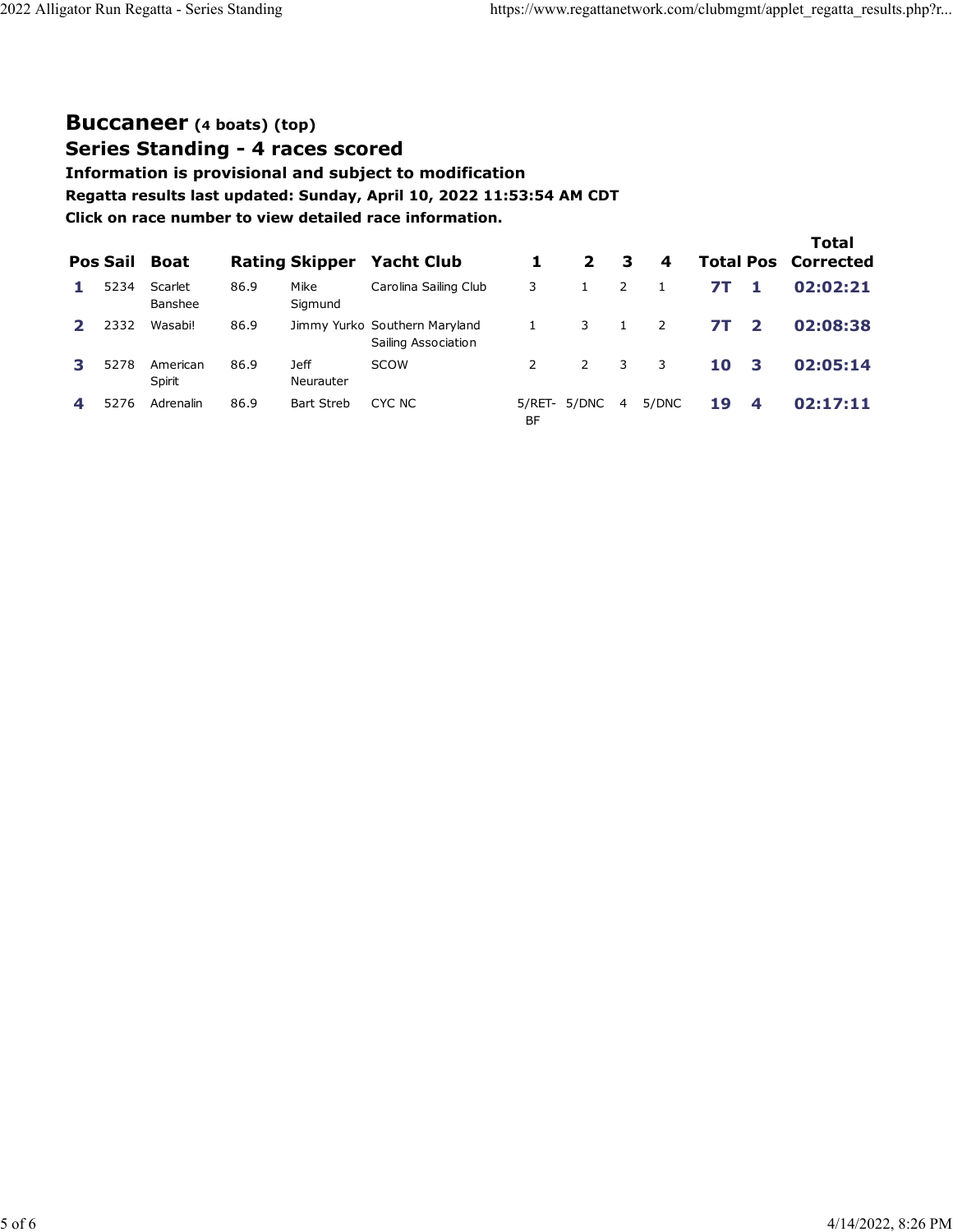## Buccaneer (4 boats) (top)

## Series Standing - 4 races scored

**Information is provisional and subject to modification**

**Regatta results last updated: Sunday, April 10, 2022 11:53:54 AM CDT**

**Click on race number to view detailed race information.**

| Pos | Sail | Boat | Rating | Skipper | Yacht Club | 1 | 2 | 3 | 4 | Total | Pos | Total Corrected |
|---|---|---|---|---|---|---|---|---|---|---|---|---|
| 1 | 5234 | Scarlet Banshee | 86.9 | Mike Sigmund | Carolina Sailing Club | 3 | 1 | 2 | 1 | 7T | 1 | 02:02:21 |
| 2 | 2332 | Wasabi! | 86.9 | Jimmy Yurko | Southern Maryland Sailing Association | 1 | 3 | 1 | 2 | 7T | 2 | 02:08:38 |
| 3 | 5278 | American Spirit | 86.9 | Jeff Neurauter | SCOW | 2 | 2 | 3 | 3 | 10 | 3 | 02:05:14 |
| 4 | 5276 | Adrenalin | 86.9 | Bart Streb | CYC NC | 5/RET-BF | 5/DNC | 4 | 5/DNC | 19 | 4 | 02:17:11 |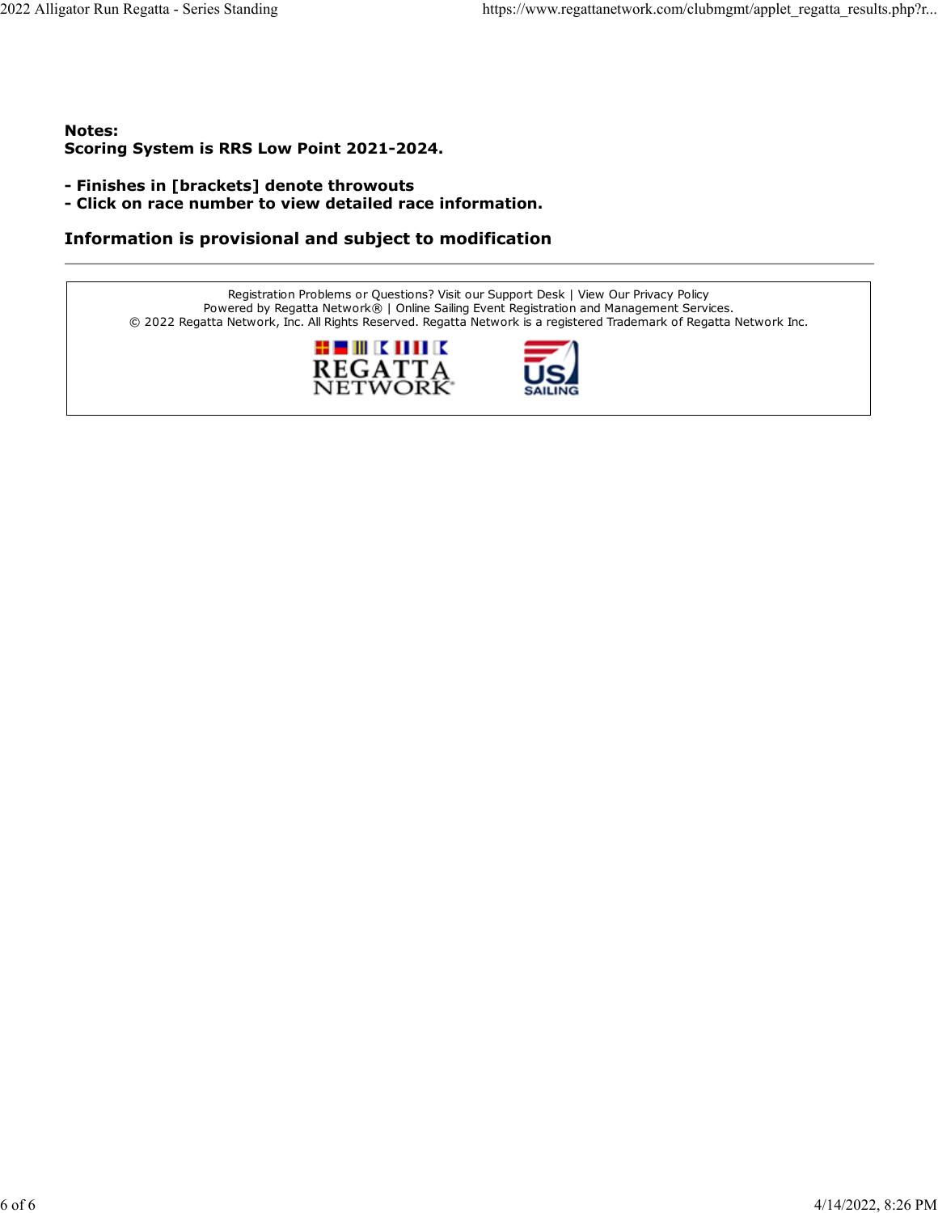**Notes:**
**Scoring System is RRS Low Point 2021-2024.**

**- Finishes in [brackets] denote throwouts**
**- Click on race number to view detailed race information.**

**Information is provisional and subject to modification**

---

Registration Problems or Questions? Visit our Support Desk | View Our Privacy Policy
Powered by Regatta Network® | Online Sailing Event Registration and Management Services.
© 2022 Regatta Network, Inc. All Rights Reserved. Regatta Network is a registered Trademark of Regatta Network Inc.